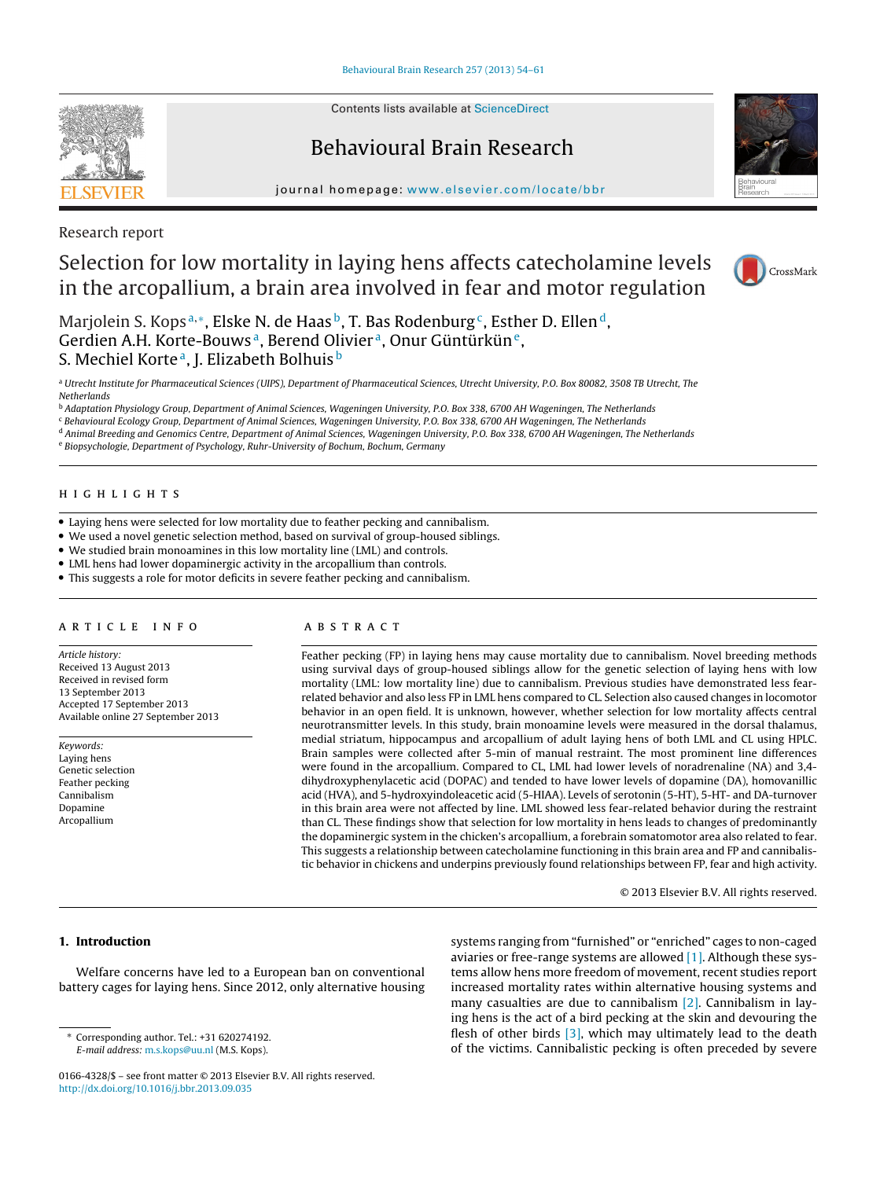Research report

# Selection for low mortality in laying hens affects catecholamine levels in the arcopallium, a brain area involved in fear and motor regulation

Marjolein S. Kops[a,*], Elske N. de Haas[b], T. Bas Rodenburg[c], Esther D. Ellen[d], Gerdien A.H. Korte-Bouws[a], Berend Olivier[a], Onur Güntürkün[e], S. Mechiel Korte[a], J. Elizabeth Bolhuis[b]

[a] Utrecht Institute for Pharmaceutical Sciences (UIPS), Department of Pharmaceutical Sciences, Utrecht University, P.O. Box 80082, 3508 TB Utrecht, The Netherlands
[b] Adaptation Physiology Group, Department of Animal Sciences, Wageningen University, P.O. Box 338, 6700 AH Wageningen, The Netherlands
[c] Behavioural Ecology Group, Department of Animal Sciences, Wageningen University, P.O. Box 338, 6700 AH Wageningen, The Netherlands
[d] Animal Breeding and Genomics Centre, Department of Animal Sciences, Wageningen University, P.O. Box 338, 6700 AH Wageningen, The Netherlands
[e] Biopsychologie, Department of Psychology, Ruhr-University of Bochum, Bochum, Germany

## HIGHLIGHTS

- Laying hens were selected for low mortality due to feather pecking and cannibalism.
- We used a novel genetic selection method, based on survival of group-housed siblings.
- We studied brain monoamines in this low mortality line (LML) and controls.
- LML hens had lower dopaminergic activity in the arcopallium than controls.
- This suggests a role for motor deficits in severe feather pecking and cannibalism.

## ARTICLE INFO

*Article history:*
Received 13 August 2013
Received in revised form
13 September 2013
Accepted 17 September 2013
Available online 27 September 2013

*Keywords:*
Laying hens
Genetic selection
Feather pecking
Cannibalism
Dopamine
Arcopallium

## ABSTRACT

Feather pecking (FP) in laying hens may cause mortality due to cannibalism. Novel breeding methods using survival days of group-housed siblings allow for the genetic selection of laying hens with low mortality (LML: low mortality line) due to cannibalism. Previous studies have demonstrated less fear-related behavior and also less FP in LML hens compared to CL. Selection also caused changes in locomotor behavior in an open field. It is unknown, however, whether selection for low mortality affects central neurotransmitter levels. In this study, brain monoamine levels were measured in the dorsal thalamus, medial striatum, hippocampus and arcopallium of adult laying hens of both LML and CL using HPLC. Brain samples were collected after 5-min of manual restraint. The most prominent line differences were found in the arcopallium. Compared to CL, LML had lower levels of noradrenaline (NA) and 3,4-dihydroxyphenylacetic acid (DOPAC) and tended to have lower levels of dopamine (DA), homovanillic acid (HVA), and 5-hydroxyindoleacetic acid (5-HIAA). Levels of serotonin (5-HT), 5-HT- and DA-turnover in this brain area were not affected by line. LML showed less fear-related behavior during the restraint than CL. These findings show that selection for low mortality in hens leads to changes of predominantly the dopaminergic system in the chicken's arcopallium, a forebrain somatomotor area also related to fear. This suggests a relationship between catecholamine functioning in this brain area and FP and cannibalistic behavior in chickens and underpins previously found relationships between FP, fear and high activity.

© 2013 Elsevier B.V. All rights reserved.

## 1. Introduction

Welfare concerns have led to a European ban on conventional battery cages for laying hens. Since 2012, only alternative housing systems ranging from "furnished" or "enriched" cages to non-caged aviaries or free-range systems are allowed [1]. Although these systems allow hens more freedom of movement, recent studies report increased mortality rates within alternative housing systems and many casualties are due to cannibalism [2]. Cannibalism in laying hens is the act of a bird pecking at the skin and devouring the flesh of other birds [3], which may ultimately lead to the death of the victims. Cannibalistic pecking is often preceded by severe

* Corresponding author. Tel.: +31 620274192.
*E-mail address:* m.s.kops@uu.nl (M.S. Kops).

0166-4328/$ – see front matter © 2013 Elsevier B.V. All rights reserved.
http://dx.doi.org/10.1016/j.bbr.2013.09.035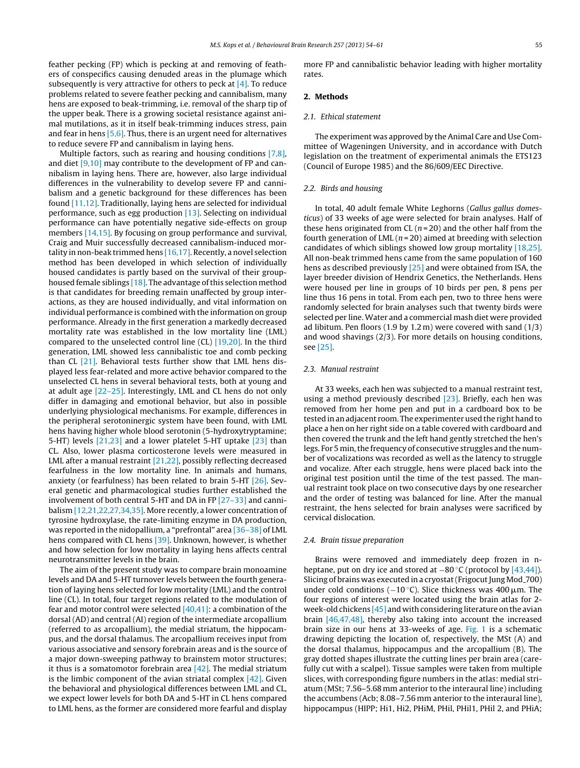feather pecking (FP) which is pecking at and removing of feathers of conspecifics causing denuded areas in the plumage which subsequently is very attractive for others to peck at [4]. To reduce problems related to severe feather pecking and cannibalism, many hens are exposed to beak-trimming, i.e. removal of the sharp tip of the upper beak. There is a growing societal resistance against animal mutilations, as it in itself beak-trimming induces stress, pain and fear in hens [5,6]. Thus, there is an urgent need for alternatives to reduce severe FP and cannibalism in laying hens.

Multiple factors, such as rearing and housing conditions [7,8], and diet [9,10] may contribute to the development of FP and cannibalism in laying hens. There are, however, also large individual differences in the vulnerability to develop severe FP and cannibalism and a genetic background for these differences has been found [11,12]. Traditionally, laying hens are selected for individual performance, such as egg production [13]. Selecting on individual performance can have potentially negative side-effects on group members [14,15]. By focusing on group performance and survival, Craig and Muir successfully decreased cannibalism-induced mortality in non-beak trimmed hens [16,17]. Recently, a novel selection method has been developed in which selection of individually housed candidates is partly based on the survival of their group-housed female siblings [18]. The advantage of this selection method is that candidates for breeding remain unaffected by group interactions, as they are housed individually, and vital information on individual performance is combined with the information on group performance. Already in the first generation a markedly decreased mortality rate was established in the low mortality line (LML) compared to the unselected control line (CL) [19,20]. In the third generation, LML showed less cannibalistic toe and comb pecking than CL [21]. Behavioral tests further show that LML hens displayed less fear-related and more active behavior compared to the unselected CL hens in several behavioral tests, both at young and at adult age [22–25]. Interestingly, LML and CL hens do not only differ in damaging and emotional behavior, but also in possible underlying physiological mechanisms. For example, differences in the peripheral serotoninergic system have been found, with LML hens having higher whole blood serotonin (5-hydroxytryptamine; 5-HT) levels [21,23] and a lower platelet 5-HT uptake [23] than CL. Also, lower plasma corticosterone levels were measured in LML after a manual restraint [21,22], possibly reflecting decreased fearfulness in the low mortality line. In animals and humans, anxiety (or fearfulness) has been related to brain 5-HT [26]. Several genetic and pharmacological studies further established the involvement of both central 5-HT and DA in FP [27–33] and cannibalism [12,21,22,27,34,35]. More recently, a lower concentration of tyrosine hydroxylase, the rate-limiting enzyme in DA production, was reported in the nidopallium, a "prefrontal" area [36–38] of LML hens compared with CL hens [39]. Unknown, however, is whether and how selection for lower mortality in laying hens affects central neurotransmitter levels in the brain.

The aim of the present study was to compare brain monoamine levels and DA and 5-HT turnover levels between the fourth generation of laying hens selected for low mortality (LML) and the control line (CL). In total, four target regions related to the modulation of fear and motor control were selected [40,41]: a combination of the dorsal (AD) and central (AI) region of the intermediate arcopallium (referred to as arcopallium), the medial striatum, the hippocampus, and the dorsal thalamus. The arcopallium receives input from various associative and sensory forebrain areas and is the source of a major down-sweeping pathway to brainstem motor structures; it thus is a somatomotor forebrain area [42]. The medial striatum is the limbic component of the avian striatal complex [42]. Given the behavioral and physiological differences between LML and CL, we expect lower levels for both DA and 5-HT in CL hens compared to LML hens, as the former are considered more fearful and display more FP and cannibalistic behavior leading with higher mortality rates.

## 2. Methods

### 2.1. Ethical statement

The experiment was approved by the Animal Care and Use Committee of Wageningen University, and in accordance with Dutch legislation on the treatment of experimental animals the ETS123 (Council of Europe 1985) and the 86/609/EEC Directive.

### 2.2. Birds and housing

In total, 40 adult female White Leghorns (*Gallus gallus domesticus*) of 33 weeks of age were selected for brain analyses. Half of these hens originated from CL ($n = 20$) and the other half from the fourth generation of LML ($n = 20$) aimed at breeding with selection candidates of which siblings showed low group mortality [18,25]. All non-beak trimmed hens came from the same population of 160 hens as described previously [25] and were obtained from ISA, the layer breeder division of Hendrix Genetics, the Netherlands. Hens were housed per line in groups of 10 birds per pen, 8 pens per line thus 16 pens in total. From each pen, two to three hens were randomly selected for brain analyses such that twenty birds were selected per line. Water and a commercial mash diet were provided ad libitum. Pen floors (1.9 by 1.2 m) were covered with sand (1/3) and wood shavings (2/3). For more details on housing conditions, see [25].

### 2.3. Manual restraint

At 33 weeks, each hen was subjected to a manual restraint test, using a method previously described [23]. Briefly, each hen was removed from her home pen and put in a cardboard box to be tested in an adjacent room. The experimenter used the right hand to place a hen on her right side on a table covered with cardboard and then covered the trunk and the left hand gently stretched the hen's legs. For 5 min, the frequency of consecutive struggles and the number of vocalizations was recorded as well as the latency to struggle and vocalize. After each struggle, hens were placed back into the original test position until the time of the test passed. The manual restraint took place on two consecutive days by one researcher and the order of testing was balanced for line. After the manual restraint, the hens selected for brain analyses were sacrificed by cervical dislocation.

### 2.4. Brain tissue preparation

Brains were removed and immediately deep frozen in n-heptane, put on dry ice and stored at −80 °C (protocol by [43,44]). Slicing of brains was executed in a cryostat (Frigocut Jung Mod_700) under cold conditions (−10 °C). Slice thickness was 400 μm. The four regions of interest were located using the brain atlas for 2-week-old chickens [45] and with considering literature on the avian brain [46,47,48], thereby also taking into account the increased brain size in our hens at 33-weeks of age. Fig. 1 is a schematic drawing depicting the location of, respectively, the MSt (A) and the dorsal thalamus, hippocampus and the arcopallium (B). The gray dotted shapes illustrate the cutting lines per brain area (carefully cut with a scalpel). Tissue samples were taken from multiple slices, with corresponding figure numbers in the atlas: medial striatum (MSt; 7.56–5.68 mm anterior to the interaural line) including the accumbens (Acb; 8.08–7.56 mm anterior to the interaural line), hippocampus (HIPP; Hi1, Hi2, PHiM, PHil, PHil1, PHil 2, and PHiA;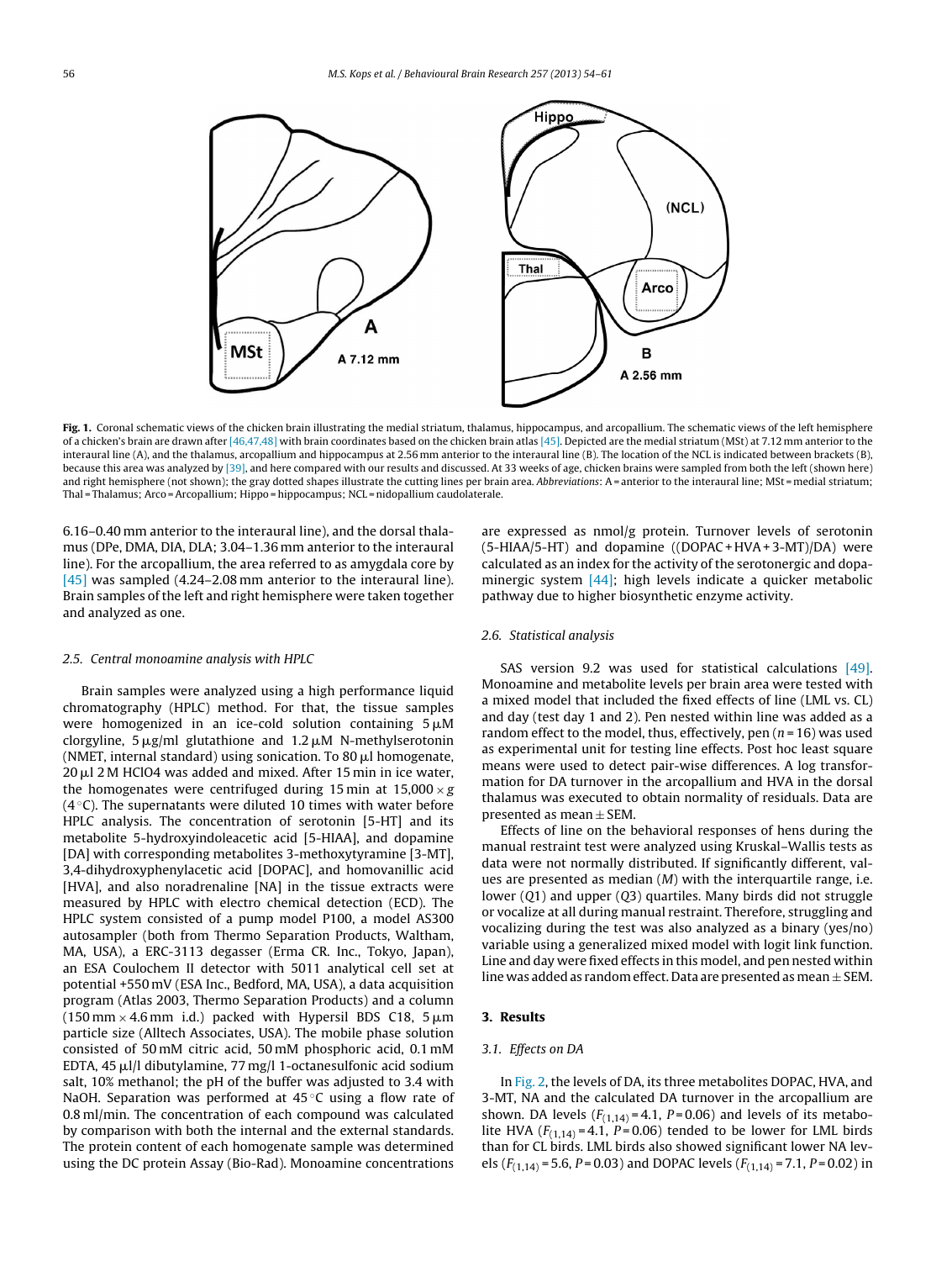**Fig. 1.** Coronal schematic views of the chicken brain illustrating the medial striatum, thalamus, hippocampus, and arcopallium. The schematic views of the left hemisphere of a chicken's brain are drawn after [46,47,48] with brain coordinates based on the chicken brain atlas [45]. Depicted are the medial striatum (MSt) at 7.12 mm anterior to the interaural line (A), and the thalamus, arcopallium and hippocampus at 2.56 mm anterior to the interaural line (B). The location of the NCL is indicated between brackets (B), because this area was analyzed by [39], and here compared with our results and discussed. At 33 weeks of age, chicken brains were sampled from both the left (shown here) and right hemisphere (not shown); the gray dotted shapes illustrate the cutting lines per brain area. *Abbreviations*: A = anterior to the interaural line; MSt = medial striatum; Thal = Thalamus; Arco = Arcopallium; Hippo = hippocampus; NCL = nidopallium caudolaterale.

6.16–0.40 mm anterior to the interaural line), and the dorsal thalamus (DPe, DMA, DIA, DLA; 3.04–1.36 mm anterior to the interaural line). For the arcopallium, the area referred to as amygdala core by [45] was sampled (4.24–2.08 mm anterior to the interaural line). Brain samples of the left and right hemisphere were taken together and analyzed as one.

### 2.5. Central monoamine analysis with HPLC

Brain samples were analyzed using a high performance liquid chromatography (HPLC) method. For that, the tissue samples were homogenized in an ice-cold solution containing 5 μM clorgyline, 5 μg/ml glutathione and 1.2 μM N-methylserotonin (NMET, internal standard) using sonication. To 80 μl homogenate, 20 μl 2 M HClO4 was added and mixed. After 15 min in ice water, the homogenates were centrifuged during 15 min at 15,000 × *g* (4 °C). The supernatants were diluted 10 times with water before HPLC analysis. The concentration of serotonin [5-HT] and its metabolite 5-hydroxyindoleacetic acid [5-HIAA], and dopamine [DA] with corresponding metabolites 3-methoxytyramine [3-MT], 3,4-dihydroxyphenylacetic acid [DOPAC], and homovanillic acid [HVA], and also noradrenaline [NA] in the tissue extracts were measured by HPLC with electro chemical detection (ECD). The HPLC system consisted of a pump model P100, a model AS300 autosampler (both from Thermo Separation Products, Waltham, MA, USA), a ERC-3113 degasser (Erma CR. Inc., Tokyo, Japan), an ESA Coulochem II detector with 5011 analytical cell set at potential +550 mV (ESA Inc., Bedford, MA, USA), a data acquisition program (Atlas 2003, Thermo Separation Products) and a column (150 mm × 4.6 mm i.d.) packed with Hypersil BDS C18, 5 μm particle size (Alltech Associates, USA). The mobile phase solution consisted of 50 mM citric acid, 50 mM phosphoric acid, 0.1 mM EDTA, 45 μl/l dibutylamine, 77 mg/l 1-octanesulfonic acid sodium salt, 10% methanol; the pH of the buffer was adjusted to 3.4 with NaOH. Separation was performed at 45 °C using a flow rate of 0.8 ml/min. The concentration of each compound was calculated by comparison with both the internal and the external standards. The protein content of each homogenate sample was determined using the DC protein Assay (Bio-Rad). Monoamine concentrations are expressed as nmol/g protein. Turnover levels of serotonin (5-HIAA/5-HT) and dopamine ((DOPAC + HVA + 3-MT)/DA) were calculated as an index for the activity of the serotonergic and dopaminergic system [44]; high levels indicate a quicker metabolic pathway due to higher biosynthetic enzyme activity.

### 2.6. Statistical analysis

SAS version 9.2 was used for statistical calculations [49]. Monoamine and metabolite levels per brain area were tested with a mixed model that included the fixed effects of line (LML vs. CL) and day (test day 1 and 2). Pen nested within line was added as a random effect to the model, thus, effectively, pen ($n = 16$) was used as experimental unit for testing line effects. Post hoc least square means were used to detect pair-wise differences. A log transformation for DA turnover in the arcopallium and HVA in the dorsal thalamus was executed to obtain normality of residuals. Data are presented as mean ± SEM.

Effects of line on the behavioral responses of hens during the manual restraint test were analyzed using Kruskal–Wallis tests as data were not normally distributed. If significantly different, values are presented as median ($M$) with the interquartile range, i.e. lower ($Q1$) and upper ($Q3$) quartiles. Many birds did not struggle or vocalize at all during manual restraint. Therefore, struggling and vocalizing during the test was also analyzed as a binary (yes/no) variable using a generalized mixed model with logit link function. Line and day were fixed effects in this model, and pen nested within line was added as random effect. Data are presented as mean ± SEM.

## 3. Results

### 3.1. Effects on DA

In Fig. 2, the levels of DA, its three metabolites DOPAC, HVA, and 3-MT, NA and the calculated DA turnover in the arcopallium are shown. DA levels ($F_{(1,14)} = 4.1$, $P = 0.06$) and levels of its metabolite HVA ($F_{(1,14)} = 4.1$, $P = 0.06$) tended to be lower for LML birds than for CL birds. LML birds also showed significant lower NA levels ($F_{(1,14)} = 5.6$, $P = 0.03$) and DOPAC levels ($F_{(1,14)} = 7.1$, $P = 0.02$) in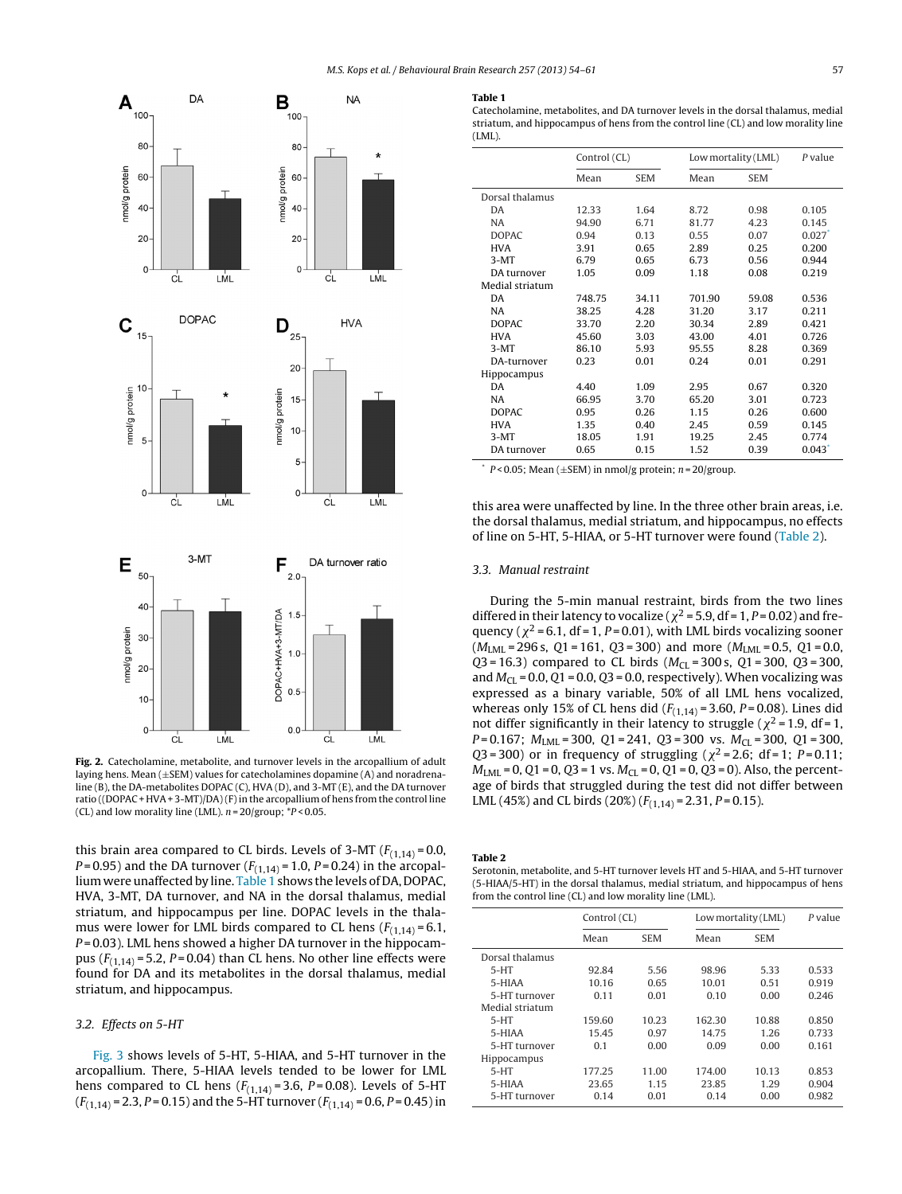Fig. 2. Catecholamine, metabolite, and turnover levels in the arcopallium of adult laying hens. Mean (±SEM) values for catecholamines dopamine (A) and noradrenaline (B), the DA-metabolites DOPAC (C), HVA (D), and 3-MT (E), and the DA turnover ratio ((DOPAC + HVA + 3-MT)/DA) (F) in the arcopallium of hens from the control line (CL) and low morality line (LML). n = 20/group; *P < 0.05.

this brain area compared to CL birds. Levels of 3-MT ($F_{(1,14)} = 0.0$, $P = 0.95$) and the DA turnover ($F_{(1,14)} = 1.0$, $P = 0.24$) in the arcopallium were unaffected by line. Table 1 shows the levels of DA, DOPAC, HVA, 3-MT, DA turnover, and NA in the dorsal thalamus, medial striatum, and hippocampus per line. DOPAC levels in the thalamus were lower for LML birds compared to CL hens ($F_{(1,14)} = 6.1$, $P = 0.03$). LML hens showed a higher DA turnover in the hippocampus ($F_{(1,14)} = 5.2$, $P = 0.04$) than CL hens. No other line effects were found for DA and its metabolites in the dorsal thalamus, medial striatum, and hippocampus.

### 3.2. Effects on 5-HT

Fig. 3 shows levels of 5-HT, 5-HIAA, and 5-HT turnover in the arcopallium. There, 5-HIAA levels tended to be lower for LML hens compared to CL hens ($F_{(1,14)} = 3.6$, $P = 0.08$). Levels of 5-HT ($F_{(1,14)} = 2.3$, $P = 0.15$) and the 5-HT turnover ($F_{(1,14)} = 0.6$, $P = 0.45$) in this area were unaffected by line. In the three other brain areas, i.e. the dorsal thalamus, medial striatum, and hippocampus, no effects of line on 5-HT, 5-HIAA, or 5-HT turnover were found (Table 2).

**Table 1**
Catecholamine, metabolites, and DA turnover levels in the dorsal thalamus, medial striatum, and hippocampus of hens from the control line (CL) and low morality line (LML).

| | Control (CL) | | Low mortality (LML) | | P value |
|---|---|---|---|---|---|
| | Mean | SEM | Mean | SEM | |
| Dorsal thalamus | | | | | |
| DA | 12.33 | 1.64 | 8.72 | 0.98 | 0.105 |
| NA | 94.90 | 6.71 | 81.77 | 4.23 | 0.145 |
| DOPAC | 0.94 | 0.13 | 0.55 | 0.07 | 0.027* |
| HVA | 3.91 | 0.65 | 2.89 | 0.25 | 0.200 |
| 3-MT | 6.79 | 0.65 | 6.73 | 0.56 | 0.944 |
| DA turnover | 1.05 | 0.09 | 1.18 | 0.08 | 0.219 |
| Medial striatum | | | | | |
| DA | 748.75 | 34.11 | 701.90 | 59.08 | 0.536 |
| NA | 38.25 | 4.28 | 31.20 | 3.17 | 0.211 |
| DOPAC | 33.70 | 2.20 | 30.34 | 2.89 | 0.421 |
| HVA | 45.60 | 3.03 | 43.00 | 4.01 | 0.726 |
| 3-MT | 86.10 | 5.93 | 95.55 | 8.28 | 0.369 |
| DA-turnover | 0.23 | 0.01 | 0.24 | 0.01 | 0.291 |
| Hippocampus | | | | | |
| DA | 4.40 | 1.09 | 2.95 | 0.67 | 0.320 |
| NA | 66.95 | 3.70 | 65.20 | 3.01 | 0.723 |
| DOPAC | 0.95 | 0.26 | 1.15 | 0.26 | 0.600 |
| HVA | 1.35 | 0.40 | 2.45 | 0.59 | 0.145 |
| 3-MT | 18.05 | 1.91 | 19.25 | 2.45 | 0.774 |
| DA turnover | 0.65 | 0.15 | 1.52 | 0.39 | 0.043* |

* $P < 0.05$; Mean (±SEM) in nmol/g protein; n = 20/group.

### 3.3. Manual restraint

During the 5-min manual restraint, birds from the two lines differed in their latency to vocalize ($\chi^2 = 5.9$, df = 1, $P = 0.02$) and frequency ($\chi^2 = 6.1$, df = 1, $P = 0.01$), with LML birds vocalizing sooner ($M_{LML} = 296$ s, $Q1 = 161$, $Q3 = 300$) and more ($M_{LML} = 0.5$, $Q1 = 0.0$, $Q3 = 16.3$) compared to CL birds ($M_{CL} = 300$ s, $Q1 = 300$, $Q3 = 300$, and $M_{CL} = 0.0$, $Q1 = 0.0$, $Q3 = 0.0$, respectively). When vocalizing was expressed as a binary variable, 50% of all LML hens vocalized, whereas only 15% of CL hens did ($F_{(1,14)} = 3.60$, $P = 0.08$). Lines did not differ significantly in their latency to struggle ($\chi^2 = 1.9$, df = 1, $P = 0.167$; $M_{LML} = 300$, $Q1 = 241$, $Q3 = 300$ vs. $M_{CL} = 300$, $Q1 = 300$, $Q3 = 300$) or in frequency of struggling ($\chi^2 = 2.6$; df = 1; $P = 0.11$; $M_{LML} = 0$, $Q1 = 0$, $Q3 = 1$ vs. $M_{CL} = 0$, $Q1 = 0$, $Q3 = 0$). Also, the percentage of birds that struggled during the test did not differ between LML (45%) and CL birds (20%) ($F_{(1,14)} = 2.31$, $P = 0.15$).

**Table 2**
Serotonin, metabolite, and 5-HT turnover levels HT and 5-HIAA, and 5-HT turnover (5-HIAA/5-HT) in the dorsal thalamus, medial striatum, and hippocampus of hens from the control line (CL) and low mortality line (LML).

| | Control (CL) | | Low mortality (LML) | | P value |
|---|---|---|---|---|---|
| | Mean | SEM | Mean | SEM | |
| Dorsal thalamus | | | | | |
| 5-HT | 92.84 | 5.56 | 98.96 | 5.33 | 0.533 |
| 5-HIAA | 10.16 | 0.65 | 10.01 | 0.51 | 0.919 |
| 5-HT turnover | 0.11 | 0.01 | 0.10 | 0.00 | 0.246 |
| Medial striatum | | | | | |
| 5-HT | 159.60 | 10.23 | 162.30 | 10.88 | 0.850 |
| 5-HIAA | 15.45 | 0.97 | 14.75 | 1.26 | 0.733 |
| 5-HT turnover | 0.1 | 0.00 | 0.09 | 0.00 | 0.161 |
| Hippocampus | | | | | |
| 5-HT | 177.25 | 11.00 | 174.00 | 10.13 | 0.853 |
| 5-HIAA | 23.65 | 1.15 | 23.85 | 1.29 | 0.904 |
| 5-HT turnover | 0.14 | 0.01 | 0.14 | 0.00 | 0.982 |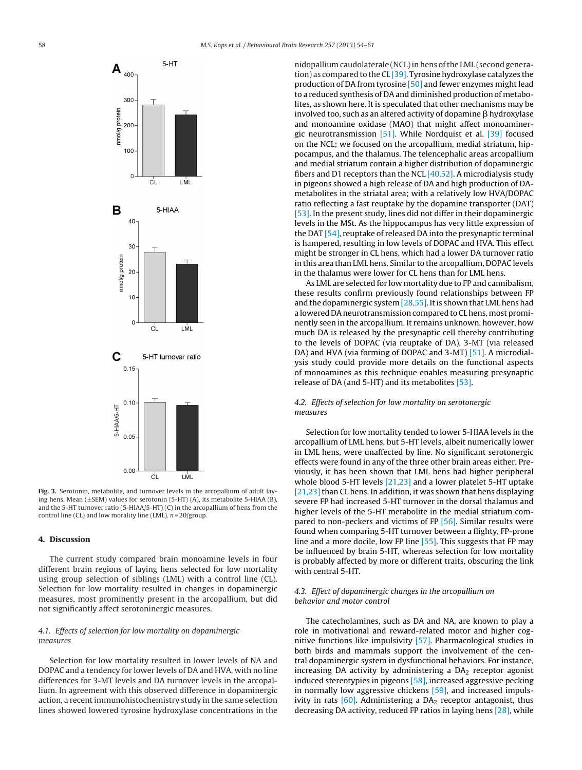Fig. 3. Serotonin, metabolite, and turnover levels in the arcopallium of adult laying hens. Mean (±SEM) values for serotonin (5-HT) (A), its metabolite 5-HIAA (B), and the 5-HT turnover ratio (5-HIAA/5-HT) (C) in the arcopallium of hens from the control line (CL) and low morality line (LML). $n = 20$/group.

## 4. Discussion

The current study compared brain monoamine levels in four different brain regions of laying hens selected for low mortality using group selection of siblings (LML) with a control line (CL). Selection for low mortality resulted in changes in dopaminergic measures, most prominently present in the arcopallium, but did not significantly affect serotoninergic measures.

### 4.1. Effects of selection for low mortality on dopaminergic measures

Selection for low mortality resulted in lower levels of NA and DOPAC and a tendency for lower levels of DA and HVA, with no line differences for 3-MT levels and DA turnover levels in the arcopallium. In agreement with this observed difference in dopaminergic action, a recent immunohistochemistry study in the same selection lines showed lowered tyrosine hydroxylase concentrations in the nidopallium caudolaterale (NCL) in hens of the LML (second generation) as compared to the CL [39]. Tyrosine hydroxylase catalyzes the production of DA from tyrosine [50] and fewer enzymes might lead to a reduced synthesis of DA and diminished production of metabolites, as shown here. It is speculated that other mechanisms may be involved too, such as an altered activity of dopamine β hydroxylase and monoamine oxidase (MAO) that might affect monoaminergic neurotransmission [51]. While Nordquist et al. [39] focused on the NCL; we focused on the arcopallium, medial striatum, hippocampus, and the thalamus. The telencephalic areas arcopallium and medial striatum contain a higher distribution of dopaminergic fibers and D1 receptors than the NCL [40,52]. A microdialysis study in pigeons showed a high release of DA and high production of DA-metabolites in the striatal area; with a relatively low HVA/DOPAC ratio reflecting a fast reuptake by the dopamine transporter (DAT) [53]. In the present study, lines did not differ in their dopaminergic levels in the MSt. As the hippocampus has very little expression of the DAT [54], reuptake of released DA into the presynaptic terminal is hampered, resulting in low levels of DOPAC and HVA. This effect might be stronger in CL hens, which had a lower DA turnover ratio in this area than LML hens. Similar to the arcopallium, DOPAC levels in the thalamus were lower for CL hens than for LML hens.

As LML are selected for low mortality due to FP and cannibalism, these results confirm previously found relationships between FP and the dopaminergic system [28,55]. It is shown that LML hens had a lowered DA neurotransmission compared to CL hens, most prominently seen in the arcopallium. It remains unknown, however, how much DA is released by the presynaptic cell thereby contributing to the levels of DOPAC (via reuptake of DA), 3-MT (via released DA) and HVA (via forming of DOPAC and 3-MT) [51]. A microdialysis study could provide more details on the functional aspects of monoamines as this technique enables measuring presynaptic release of DA (and 5-HT) and its metabolites [53].

### 4.2. Effects of selection for low mortality on serotonergic measures

Selection for low mortality tended to lower 5-HIAA levels in the arcopallium of LML hens, but 5-HT levels, albeit numerically lower in LML hens, were unaffected by line. No significant serotonergic effects were found in any of the three other brain areas either. Previously, it has been shown that LML hens had higher peripheral whole blood 5-HT levels [21,23] and a lower platelet 5-HT uptake [21,23] than CL hens. In addition, it was shown that hens displaying severe FP had increased 5-HT turnover in the dorsal thalamus and higher levels of the 5-HT metabolite in the medial striatum compared to non-peckers and victims of FP [56]. Similar results were found when comparing 5-HT turnover between a flighty, FP-prone line and a more docile, low FP line [55]. This suggests that FP may be influenced by brain 5-HT, whereas selection for low mortality is probably affected by more or different traits, obscuring the link with central 5-HT.

### 4.3. Effect of dopaminergic changes in the arcopallium on behavior and motor control

The catecholamines, such as DA and NA, are known to play a role in motivational and reward-related motor and higher cognitive functions like impulsivity [57]. Pharmacological studies in both birds and mammals support the involvement of the central dopaminergic system in dysfunctional behaviors. For instance, increasing DA activity by administering a $DA_2$ receptor agonist induced stereotypies in pigeons [58], increased aggressive pecking in normally low aggressive chickens [59], and increased impulsivity in rats [60]. Administering a $DA_2$ receptor antagonist, thus decreasing DA activity, reduced FP ratios in laying hens [28], while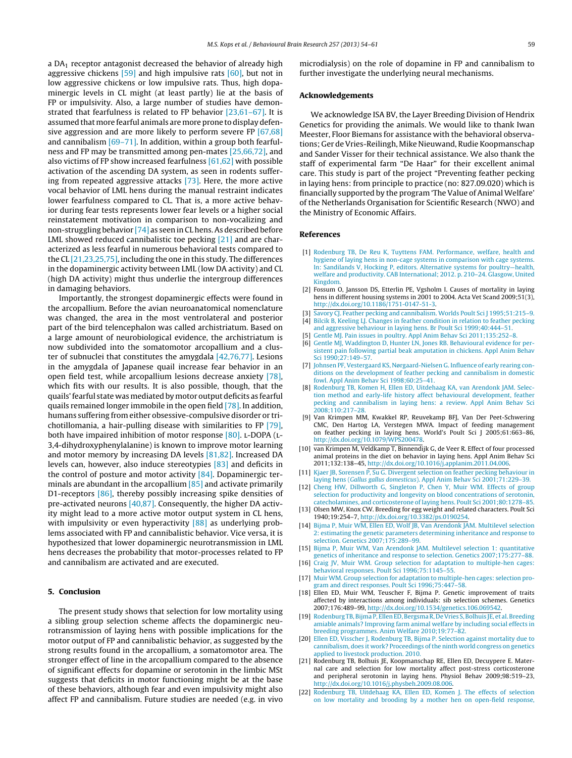a $DA_1$ receptor antagonist decreased the behavior of already high aggressive chickens [59] and high impulsive rats [60], but not in low aggressive chickens or low impulsive rats. Thus, high dopaminergic levels in CL might (at least partly) lie at the basis of FP or impulsivity. Also, a large number of studies have demonstrated that fearfulness is related to FP behavior [23,61–67]. It is assumed that more fearful animals are more prone to display defensive aggression and are more likely to perform severe FP [67,68] and cannibalism [69–71]. In addition, within a group both fearfulness and FP may be transmitted among pen-mates [25,66,72], and also victims of FP show increased fearfulness [61,62] with possible activation of the ascending DA system, as seen in rodents suffering from repeated aggressive attacks [73]. Here, the more active vocal behavior of LML hens during the manual restraint indicates lower fearfulness compared to CL. That is, a more active behavior during fear tests represents lower fear levels or a higher social reinstatement motivation in comparison to non-vocalizing and non-struggling behavior [74] as seen in CL hens. As described before LML showed reduced cannibalistic toe pecking [21] and are characterized as less fearful in numerous behavioral tests compared to the CL [21,23,25,75], including the one in this study. The differences in the dopaminergic activity between LML (low DA activity) and CL (high DA activity) might thus underlie the intergroup differences in damaging behaviors.

Importantly, the strongest dopaminergic effects were found in the arcopallium. Before the avian neuroanatomical nomenclature was changed, the area in the most ventrolateral and posterior part of the bird telencephalon was called archistriatum. Based on a large amount of neurobiological evidence, the archistriatum is now subdivided into the somatomotor arcopallium and a cluster of subnuclei that constitutes the amygdala [42,76,77]. Lesions in the amygdala of Japanese quail increase fear behavior in an open field test, while arcopallium lesions decrease anxiety [78], which fits with our results. It is also possible, though, that the quails' fearful state was mediated by motor output deficits as fearful quails remained longer immobile in the open field [78]. In addition, humans suffering from either obsessive-compulsive disorder or trichotillomania, a hair-pulling disease with similarities to FP [79], both have impaired inhibition of motor response [80]. L-DOPA (L-3,4-dihydroxyphenylalanine) is known to improve motor learning and motor memory by increasing DA levels [81,82]. Increased DA levels can, however, also induce stereotypies [83] and deficits in the control of posture and motor activity [84]. Dopaminergic terminals are abundant in the arcopallium [85] and activate primarily D1-receptors [86], thereby possibly increasing spike densities of pre-activated neurons [40,87]. Consequently, the higher DA activity might lead to a more active motor output system in CL hens, with impulsivity or even hyperactivity [88] as underlying problems associated with FP and cannibalism behavior. Vice versa, it is hypothesized that lower dopaminergic neurotransmission in LML hens decreases the probability that motor-processes related to FP and cannibalism are activated and are executed.

## 5. Conclusion

The present study shows that selection for low mortality using a sibling group selection scheme affects the dopaminergic neurotransmission of laying hens with possible implications for the motor output of FP and cannibalistic behavior, as suggested by the strong results found in the arcopallium, a somatomotor area. The stronger effect of line in the arcopallium compared to the absence of significant effects for dopamine or serotonin in the limbic MSt suggests that deficits in motor functioning might be at the base of these behaviors, although fear and even impulsivity might also affect FP and cannibalism. Future studies are needed (e.g. in vivo microdialysis) on the role of dopamine in FP and cannibalism to further investigate the underlying neural mechanisms.

## Acknowledgements

We acknowledge ISA BV, the Layer Breeding Division of Hendrix Genetics for providing the animals. We would like to thank Iwan Meester, Floor Biemans for assistance with the behavioral observations; Ger de Vries-Reilingh, Mike Nieuwand, Rudie Koopmanschap and Sander Visser for their technical assistance. We also thank the staff of experimental farm "De Haar" for their excellent animal care. This study is part of the project "Preventing feather pecking in laying hens: from principle to practice (no: 827.09.020) which is financially supported by the program 'The Value of Animal Welfare' of the Netherlands Organisation for Scientific Research (NWO) and the Ministry of Economic Affairs.

## References

[1] Rodenburg TB, De Reu K, Tuyttens FAM. Performance, welfare, health and hygiene of laying hens in non-cage systems in comparison with cage systems. In: Sandilands V, Hocking P, editors. Alternative systems for poultry—health, welfare and productivity. CAB International; 2012. p. 210–24. Glasgow, United Kingdom.

[2] Fossum O, Jansson DS, Etterlin PE, Vgsholm I. Causes of mortality in laying hens in different housing systems in 2001 to 2004. Acta Vet Scand 2009;51(3), http://dx.doi.org/10.1186/1751-0147-51-3.

[3] Savory CJ. Feather pecking and cannibalism. Worlds Poult Sci J 1995;51:215–9.

[4] Bilcik B, Keeling LJ. Changes in feather condition in relation to feather pecking and aggressive behaviour in laying hens. Br Poult Sci 1999;40:444–51.

[5] Gentle MJ. Pain issues in poultry. Appl Anim Behav Sci 2011;135:252–8.

[6] Gentle MJ, Waddington D, Hunter LN, Jones RB. Behavioural evidence for persistent pain following partial beak amputation in chickens. Appl Anim Behav Sci 1990;27:149–57.

[7] Johnsen PF, Vestergaard KS, Nørgaard-Nielsen G. Influence of early rearing conditions on the development of feather pecking and cannibalism in domestic fowl. Appl Anim Behav Sci 1998;60:25–41.

[8] Rodenburg TB, Komen H, Ellen ED, Uitdehaag KA, van Arendonk JAM. Selection method and early-life history affect behavioural development, feather pecking and cannibalism in laying hens: a review. Appl Anim Behav Sci 2008;110:217–28.

[9] Van Krimpen MM, Kwakkel RP, Reuvekamp BFJ, Van Der Peet-Schwering CMC, Den Hartog LA, Verstegen MWA. Impact of feeding management on feather pecking in laying hens. World's Poult Sci J 2005;61:663–86, http://dx.doi.org/10.1079/WPS200478.

[10] van Krimpen M, Veldkamp T, Binnendijk G, de Veer R. Effect of four processed animal proteins in the diet on behavior in laying hens. Appl Anim Behav Sci 2011;132:138–45, http://dx.doi.org/10.1016/j.applanim.2011.04.006.

[11] Kjaer JB, Sorensen P, Su G. Divergent selection on feather pecking behaviour in laying hens (*Gallus gallus domesticus*). Appl Anim Behav Sci 2001;71:229–39.

[12] Cheng HW, Dillworth G, Singleton P, Chen Y, Muir WM. Effects of group selection for productivity and longevity on blood concentrations of serotonin, catecholamines, and corticosterone of laying hens. Poult Sci 2001;80:1278–85.

[13] Olsen MW, Knox CW. Breeding for egg weight and related characters. Poult Sci 1940;19:254–7, http://dx.doi.org/10.3382/ps.0190254.

[14] Bijma P, Muir WM, Ellen ED, Wolf JB, Van Arendonk JAM. Multilevel selection 2: estimating the genetic parameters determining inheritance and response to selection. Genetics 2007;175:289–99.

[15] Bijma P, Muir WM, Van Arendonk JAM. Multilevel selection 1: quantitative genetics of inheritance and response to selection. Genetics 2007;175:277–88.

[16] Craig JV, Muir WM. Group selection for adaptation to multiple-hen cages: behavioral responses. Poult Sci 1996;75:1145–55.

[17] Muir WM. Group selection for adaptation to multiple-hen cages: selection program and direct responses. Poult Sci 1996;75:447–58.

[18] Ellen ED, Muir WM, Teuscher F, Bijma P. Genetic improvement of traits affected by interactions among individuals: sib selection schemes. Genetics 2007;176:489–99, http://dx.doi.org/10.1534/genetics.106.069542.

[19] Rodenburg TB, Bijma P, Ellen ED, Bergsma R, De Vries S, Bolhuis JE, et al. Breeding amiable animals? Improving farm animal welfare by including social effects in breeding programmes. Anim Welfare 2010;19:77–82.

[20] Ellen ED, Visscher J, Rodenburg TB, Bijma P. Selection against mortality due to cannibalism, does it work? Proceedings of the ninth world congress on genetics applied to livestock production. 2010.

[21] Rodenburg TB, Bolhuis JE, Koopmanschap RE, Ellen ED, Decuypere E. Maternal care and selection for low mortality affect post-stress corticosterone and peripheral serotonin in laying hens. Physiol Behav 2009;98:519–23, http://dx.doi.org/10.1016/j.physbeh.2009.08.006.

[22] Rodenburg TB, Uitdehaag KA, Ellen ED, Komen J. The effects of selection on low mortality and brooding by a mother hen on open-field response,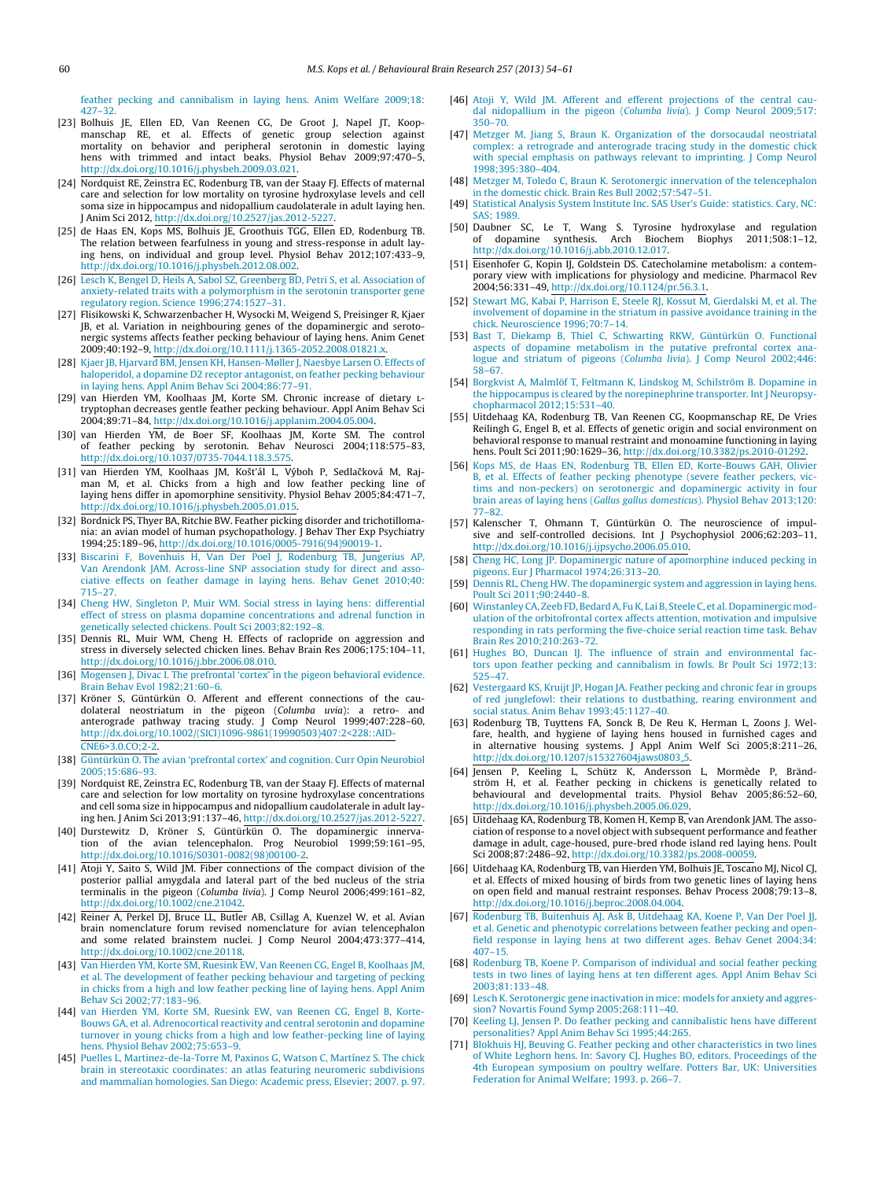feather pecking and cannibalism in laying hens. Anim Welfare 2009;18: 427–32.

[23] Bolhuis JE, Ellen ED, Van Reenen CG, De Groot J, Napel JT, Koopmanschap RE, et al. Effects of genetic group selection against mortality on behavior and peripheral serotonin in domestic laying hens with trimmed and intact beaks. Physiol Behav 2009;97:470–5, http://dx.doi.org/10.1016/j.physbeh.2009.03.021.

[24] Nordquist RE, Zeinstra EC, Rodenburg TB, van der Staay FJ. Effects of maternal care and selection for low mortality on tyrosine hydroxylase levels and cell soma size in hippocampus and nidopallium caudolaterale in adult laying hen. J Anim Sci 2012, http://dx.doi.org/10.2527/jas.2012-5227.

[25] de Haas EN, Kops MS, Bolhuis JE, Groothuis TGG, Ellen ED, Rodenburg TB. The relation between fearfulness in young and stress-response in adult laying hens, on individual and group level. Physiol Behav 2012;107:433–9, http://dx.doi.org/10.1016/j.physbeh.2012.08.002.

[26] Lesch K, Bengel D, Heils A, Sabol SZ, Greenberg BD, Petri S, et al. Association of anxiety-related traits with a polymorphism in the serotonin transporter gene regulatory region. Science 1996;274:1527–31.

[27] Flisikowski K, Schwarzenbacher H, Wysocki M, Weigend S, Preisinger R, Kjaer JB, et al. Variation in neighbouring genes of the dopaminergic and serotonergic systems affects feather pecking behaviour of laying hens. Anim Genet 2009;40:192–9, http://dx.doi.org/10.1111/j.1365-2052.2008.01821.x.

[28] Kjaer JB, Hjarvard BM, Jensen KH, Hansen-Møller J, Naesbye Larsen O. Effects of haloperidol, a dopamine D2 receptor antagonist, on feather pecking behaviour in laying hens. Appl Anim Behav Sci 2004;86:77–91.

[29] van Hierden YM, Koolhaas JM, Korte SM. Chronic increase of dietary L-tryptophan decreases gentle feather pecking behaviour. Appl Anim Behav Sci 2004;89:71–84, http://dx.doi.org/10.1016/j.applanim.2004.05.004.

[30] van Hierden YM, de Boer SF, Koolhaas JM, Korte SM. The control of feather pecking by serotonin. Behav Neurosci 2004;118:575–83, http://dx.doi.org/10.1037/0735-7044.118.3.575.

[31] van Hierden YM, Koolhaas JM, Košťál L, Výboh P, Sedlačková M, Rajman M, et al. Chicks from a high and low feather pecking line of laying hens differ in apomorphine sensitivity. Physiol Behav 2005;84:471–7, http://dx.doi.org/10.1016/j.physbeh.2005.01.015.

[32] Bordnick PS, Thyer BA, Ritchie BW. Feather picking disorder and trichotillomania: an avian model of human psychopathology. J Behav Ther Exp Psychiatry 1994;25:189–96, http://dx.doi.org/10.1016/0005-7916(94)90019-1.

[33] Biscarini F, Bovenhuis H, Van Der Poel J, Rodenburg TB, Jungerius AP, Van Arendonk JAM. Across-line SNP association study for direct and associative effects on feather damage in laying hens. Behav Genet 2010;40: 715–27.

[34] Cheng HW, Singleton P, Muir WM. Social stress in laying hens: differential effect of stress on plasma dopamine concentrations and adrenal function in genetically selected chickens. Poult Sci 2003;82:192–8.

[35] Dennis RL, Muir WM, Cheng H. Effects of raclopride on aggression and stress in diversely selected chicken lines. Behav Brain Res 2006;175:104–11, http://dx.doi.org/10.1016/j.bbr.2006.08.010.

[36] Mogensen J, Divac I. The prefrontal 'cortex' in the pigeon behavioral evidence. Brain Behav Evol 1982;21:60–6.

[37] Kröner S, Güntürkün O. Afferent and efferent connections of the caudolateral neostriatum in the pigeon (*Columba uvia*): a retro- and anterograde pathway tracing study. J Comp Neurol 1999;407:228–60, http://dx.doi.org/10.1002/(SICI)1096-9861(19990503)407:2<228::AID-CNE6>3.0.CO;2-2.

[38] Güntürkün O. The avian 'prefrontal cortex' and cognition. Curr Opin Neurobiol 2005;15:686–93.

[39] Nordquist RE, Zeinstra EC, Rodenburg TB, van der Staay FJ. Effects of maternal care and selection for low mortality on tyrosine hydroxylase concentrations and cell soma size in hippocampus and nidopallium caudolaterale in adult laying hen. J Anim Sci 2013;91:137–46, http://dx.doi.org/10.2527/jas.2012-5227.

[40] Durstewitz D, Kröner S, Güntürkün O. The dopaminergic innervation of the avian telencephalon. Prog Neurobiol 1999;59:161–95, http://dx.doi.org/10.1016/S0301-0082(98)00100-2.

[41] Atoji Y, Saito S, Wild JM. Fiber connections of the compact division of the posterior pallial amygdala and lateral part of the bed nucleus of the stria terminalis in the pigeon (*Columba livia*). J Comp Neurol 2006;499:161–82, http://dx.doi.org/10.1002/cne.21042.

[42] Reiner A, Perkel DJ, Bruce LL, Butler AB, Csillag A, Kuenzel W, et al. Avian brain nomenclature forum revised nomenclature for avian telencephalon and some related brainstem nuclei. J Comp Neurol 2004;473:377–414, http://dx.doi.org/10.1002/cne.20118.

[43] Van Hierden YM, Korte SM, Ruesink EW, Van Reenen CG, Engel B, Koolhaas JM, et al. The development of feather pecking behaviour and targeting of pecking in chicks from a high and low feather pecking line of laying hens. Appl Anim Behav Sci 2002;77:183–96.

[44] van Hierden YM, Korte SM, Ruesink EW, van Reenen CG, Engel B, Korte-Bouws GA, et al. Adrenocortical reactivity and central serotonin and dopamine turnover in young chicks from a high and low feather-pecking line of laying hens. Physiol Behav 2002;75:653–9.

[45] Puelles L, Martinez-de-la-Torre M, Paxinos G, Watson C, Martínez S. The chick brain in stereotaxic coordinates: an atlas featuring neuromeric subdivisions and mammalian homologies. San Diego: Academic press, Elsevier; 2007. p. 97.

[46] Atoji Y, Wild JM. Afferent and efferent projections of the central caudal nidopallium in the pigeon (*Columba livia*). J Comp Neurol 2009;517: 350–70.

[47] Metzger M, Jiang S, Braun K. Organization of the dorsocaudal neostriatal complex: a retrograde and anterograde tracing study in the domestic chick with special emphasis on pathways relevant to imprinting. J Comp Neurol 1998;395:380–404.

[48] Metzger M, Toledo C, Braun K. Serotonergic innervation of the telencephalon in the domestic chick. Brain Res Bull 2002;57:547–51.

[49] Statistical Analysis System Institute Inc. SAS User's Guide: statistics. Cary, NC: SAS; 1989.

[50] Daubner SC, Le T, Wang S. Tyrosine hydroxylase and regulation of dopamine synthesis. Arch Biochem Biophys 2011;508:1–12, http://dx.doi.org/10.1016/j.abb.2010.12.017.

[51] Eisenhofer G, Kopin IJ, Goldstein DS. Catecholamine metabolism: a contemporary view with implications for physiology and medicine. Pharmacol Rev 2004;56:331–49, http://dx.doi.org/10.1124/pr.56.3.1.

[52] Stewart MG, Kabai P, Harrison E, Steele RJ, Kossut M, Gierdalski M, et al. The involvement of dopamine in the striatum in passive avoidance training in the chick. Neuroscience 1996;70:7–14.

[53] Bast T, Diekamp B, Thiel C, Schwarting RKW, Güntürkün O. Functional aspects of dopamine metabolism in the putative prefrontal cortex analogue and striatum of pigeons (*Columba livia*). J Comp Neurol 2002;446: 58–67.

[54] Borgkvist A, Malmlöf T, Feltmann K, Lindskog M, Schilström B. Dopamine in the hippocampus is cleared by the norepinephrine transporter. Int J Neuropsychopharmacol 2012;15:531–40.

[55] Uitdehaag KA, Rodenburg TB, Van Reenen CG, Koopmanschap RE, De Vries Reilingh G, Engel B, et al. Effects of genetic origin and social environment on behavioral response to manual restraint and monoamine functioning in laying hens. Poult Sci 2011;90:1629–36, http://dx.doi.org/10.3382/ps.2010-01292.

[56] Kops MS, de Haas EN, Rodenburg TB, Ellen ED, Korte-Bouws GAH, Olivier B, et al. Effects of feather pecking phenotype (severe feather peckers, victims and non-peckers) on serotonergic and dopaminergic activity in four brain areas of laying hens (*Gallus gallus domesticus*). Physiol Behav 2013;120: 77–82.

[57] Kalenscher T, Ohmann T, Güntürkün O. The neuroscience of impulsive and self-controlled decisions. Int J Psychophysiol 2006;62:203–11, http://dx.doi.org/10.1016/j.ijpsycho.2006.05.010.

[58] Cheng HC, Long JP. Dopaminergic nature of apomorphine induced pecking in pigeons. Eur J Pharmacol 1974;26:313–20.

[59] Dennis RL, Cheng HW. The dopaminergic system and aggression in laying hens. Poult Sci 2011;90:2440–8.

[60] Winstanley CA, Zeeb FD, Bedard A, Fu K, Lai B, Steele C, et al. Dopaminergic modulation of the orbitofrontal cortex affects attention, motivation and impulsive responding in rats performing the five-choice serial reaction time task. Behav Brain Res 2010;210:263–72.

[61] Hughes BO, Duncan IJ. The influence of strain and environmental factors upon feather pecking and cannibalism in fowls. Br Poult Sci 1972;13: 525–47.

[62] Vestergaard KS, Kruijt JP, Hogan JA. Feather pecking and chronic fear in groups of red junglefowl: their relations to dustbathing, rearing environment and social status. Anim Behav 1993;45:1127–40.

[63] Rodenburg TB, Tuyttens FA, Sonck B, De Reu K, Herman L, Zoons J. Welfare, health, and hygiene of laying hens housed in furnished cages and in alternative housing systems. J Appl Anim Welf Sci 2005;8:211–26, http://dx.doi.org/10.1207/s15327604jaws0803_5.

[64] Jensen P, Keeling L, Schütz K, Andersson L, Mormède P, Brändström H, et al. Feather pecking in chickens is genetically related to behavioural and developmental traits. Physiol Behav 2005;86:52–60, http://dx.doi.org/10.1016/j.physbeh.2005.06.029.

[65] Uitdehaag KA, Rodenburg TB, Komen H, Kemp B, van Arendonk JAM. The association of response to a novel object with subsequent performance and feather damage in adult, cage-housed, pure-bred rhode island red laying hens. Poult Sci 2008;87:2486–92, http://dx.doi.org/10.3382/ps.2008-00059.

[66] Uitdehaag KA, Rodenburg TB, van Hierden YM, Bolhuis JE, Toscano MJ, Nicol CJ, et al. Effects of mixed housing of birds from two genetic lines of laying hens on open field and manual restraint responses. Behav Process 2008;79:13–8, http://dx.doi.org/10.1016/j.beproc.2008.04.004.

[67] Rodenburg TB, Buitenhuis AJ, Ask B, Uitdehaag KA, Koene P, Van Der Poel JJ, et al. Genetic and phenotypic correlations between feather pecking and open-field response in laying hens at two different ages. Behav Genet 2004;34: 407–15.

[68] Rodenburg TB, Koene P. Comparison of individual and social feather pecking tests in two lines of laying hens at ten different ages. Appl Anim Behav Sci 2003;81:133–48.

[69] Lesch K. Serotonergic gene inactivation in mice: models for anxiety and aggression? Novartis Found Symp 2005;268:111–40.

[70] Keeling LJ, Jensen P. Do feather pecking and cannibalistic hens have different personalities? Appl Anim Behav Sci 1995;44:265.

[71] Blokhuis HJ, Beuving G. Feather pecking and other characteristics in two lines of White Leghorn hens. In: Savory CJ, Hughes BO, editors. Proceedings of the 4th European symposium on poultry welfare. Potters Bar, UK: Universities Federation for Animal Welfare; 1993. p. 266–7.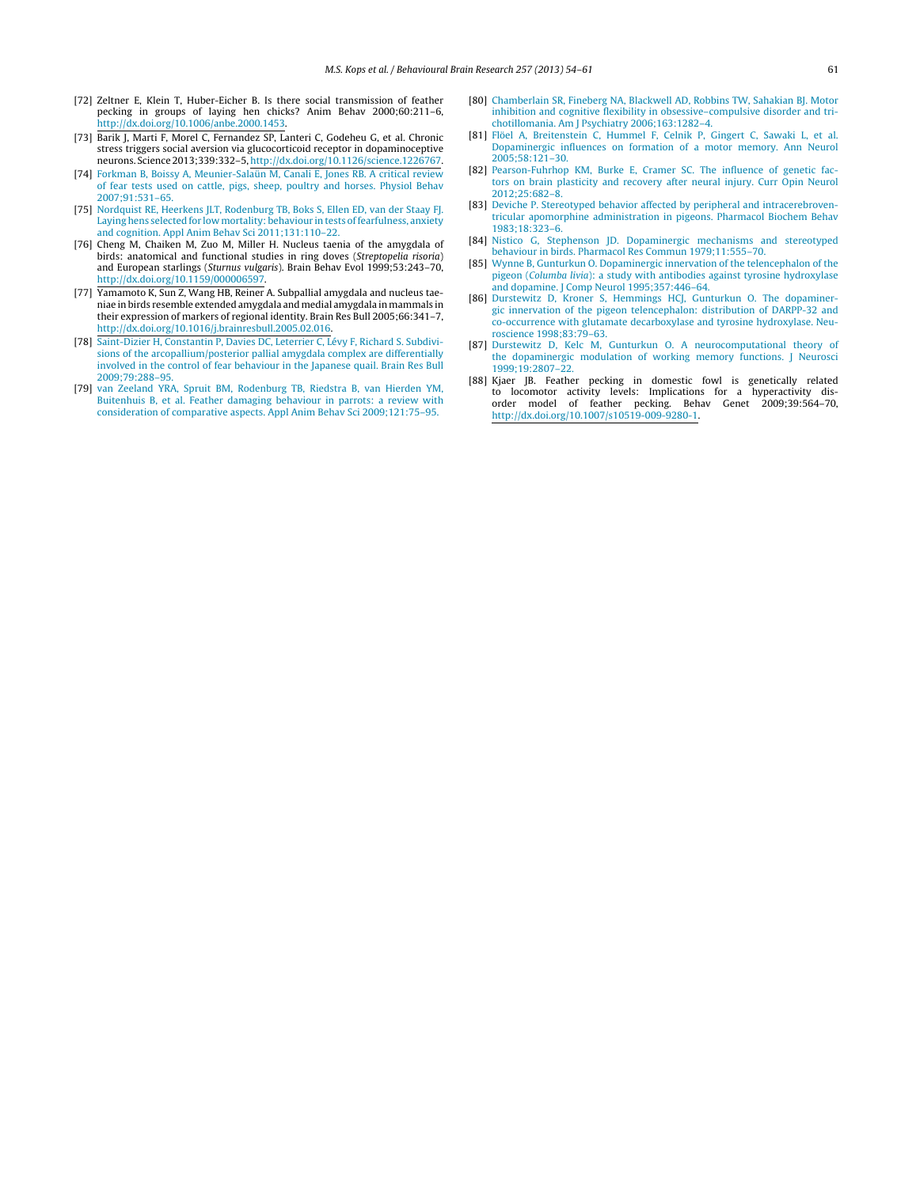[72] Zeltner E, Klein T, Huber-Eicher B. Is there social transmission of feather pecking in groups of laying hen chicks? Anim Behav 2000;60:211–6, http://dx.doi.org/10.1006/anbe.2000.1453.

[73] Barik J, Marti F, Morel C, Fernandez SP, Lanteri C, Godeheu G, et al. Chronic stress triggers social aversion via glucocorticoid receptor in dopaminoceptive neurons. Science 2013;339:332–5, http://dx.doi.org/10.1126/science.1226767.

[74] Forkman B, Boissy A, Meunier-Salaün M, Canali E, Jones RB. A critical review of fear tests used on cattle, pigs, sheep, poultry and horses. Physiol Behav 2007;91:531–65.

[75] Nordquist RE, Heerkens JLT, Rodenburg TB, Boks S, Ellen ED, van der Staay FJ. Laying hens selected for low mortality: behaviour in tests of fearfulness, anxiety and cognition. Appl Anim Behav Sci 2011;131:110–22.

[76] Cheng M, Chaiken M, Zuo M, Miller H. Nucleus taenia of the amygdala of birds: anatomical and functional studies in ring doves (*Streptopelia risoria*) and European starlings (*Sturnus vulgaris*). Brain Behav Evol 1999;53:243–70, http://dx.doi.org/10.1159/000006597.

[77] Yamamoto K, Sun Z, Wang HB, Reiner A. Subpallial amygdala and nucleus taeniae in birds resemble extended amygdala and medial amygdala in mammals in their expression of markers of regional identity. Brain Res Bull 2005;66:341–7, http://dx.doi.org/10.1016/j.brainresbull.2005.02.016.

[78] Saint-Dizier H, Constantin P, Davies DC, Leterrier C, Lévy F, Richard S. Subdivisions of the arcopallium/posterior pallial amygdala complex are differentially involved in the control of fear behaviour in the Japanese quail. Brain Res Bull 2009;79:288–95.

[79] van Zeeland YRA, Spruit BM, Rodenburg TB, Riedstra B, van Hierden YM, Buitenhuis B, et al. Feather damaging behaviour in parrots: a review with consideration of comparative aspects. Appl Anim Behav Sci 2009;121:75–95.

[80] Chamberlain SR, Fineberg NA, Blackwell AD, Robbins TW, Sahakian BJ. Motor inhibition and cognitive flexibility in obsessive–compulsive disorder and trichotillomania. Am J Psychiatry 2006;163:1282–4.

[81] Flöel A, Breitenstein C, Hummel F, Celnik P, Gingert C, Sawaki L, et al. Dopaminergic influences on formation of a motor memory. Ann Neurol 2005;58:121–30.

[82] Pearson-Fuhrhop KM, Burke E, Cramer SC. The influence of genetic factors on brain plasticity and recovery after neural injury. Curr Opin Neurol 2012;25:682–8.

[83] Deviche P. Stereotyped behavior affected by peripheral and intracerebroventricular apomorphine administration in pigeons. Pharmacol Biochem Behav 1983;18:323–6.

[84] Nistico G, Stephenson JD. Dopaminergic mechanisms and stereotyped behaviour in birds. Pharmacol Res Commun 1979;11:555–70.

[85] Wynne B, Gunturkun O. Dopaminergic innervation of the telencephalon of the pigeon (*Columba livia*): a study with antibodies against tyrosine hydroxylase and dopamine. J Comp Neurol 1995;357:446–64.

[86] Durstewitz D, Kroner S, Hemmings HCJ, Gunturkun O. The dopaminergic innervation of the pigeon telencephalon: distribution of DARPP-32 and co-occurrence with glutamate decarboxylase and tyrosine hydroxylase. Neuroscience 1998;83:79–63.

[87] Durstewitz D, Kelc M, Gunturkun O. A neurocomputational theory of the dopaminergic modulation of working memory functions. J Neurosci 1999;19:2807–22.

[88] Kjaer JB. Feather pecking in domestic fowl is genetically related to locomotor activity levels: Implications for a hyperactivity disorder model of feather pecking. Behav Genet 2009;39:564–70, http://dx.doi.org/10.1007/s10519-009-9280-1.